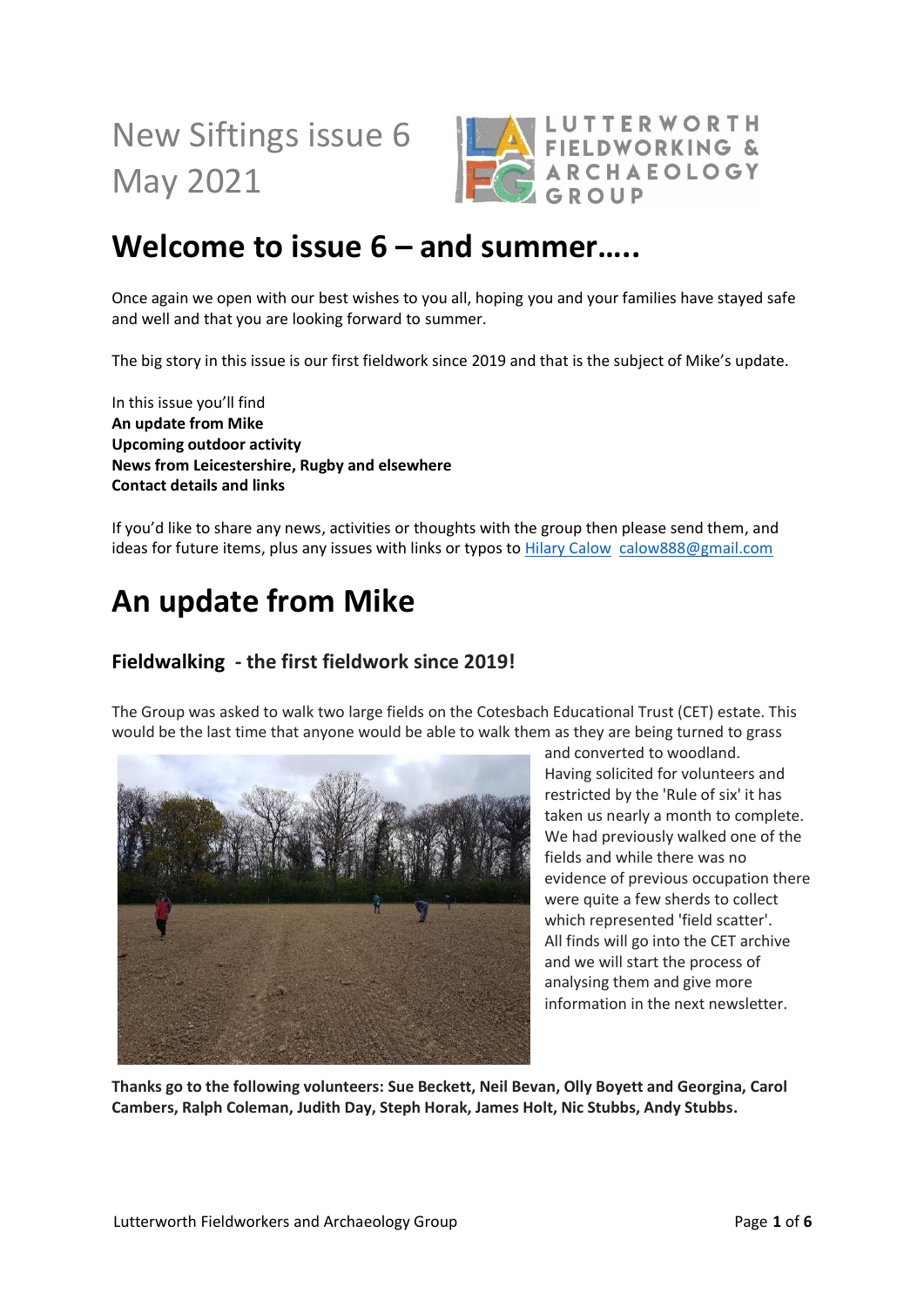New Siftings issue 6
May 2021

LUTTERWORTH FIELDWORKING & ARCHAEOLOGY GROUP

# Welcome to issue 6 – and summer…..

Once again we open with our best wishes to you all, hoping you and your families have stayed safe and well and that you are looking forward to summer.

The big story in this issue is our first fieldwork since 2019 and that is the subject of Mike's update.

In this issue you'll find
**An update from Mike**
**Upcoming outdoor activity**
**News from Leicestershire, Rugby and elsewhere**
**Contact details and links**

If you'd like to share any news, activities or thoughts with the group then please send them, and ideas for future items, plus any issues with links or typos to Hilary Calow calow888@gmail.com

# An update from Mike

## Fieldwalking - the first fieldwork since 2019!

The Group was asked to walk two large fields on the Cotesbach Educational Trust (CET) estate. This would be the last time that anyone would be able to walk them as they are being turned to grass and converted to woodland. Having solicited for volunteers and restricted by the 'Rule of six' it has taken us nearly a month to complete. We had previously walked one of the fields and while there was no evidence of previous occupation there were quite a few sherds to collect which represented 'field scatter'. All finds will go into the CET archive and we will start the process of analysing them and give more information in the next newsletter.

**Thanks go to the following volunteers: Sue Beckett, Neil Bevan, Olly Boyett and Georgina, Carol Cambers, Ralph Coleman, Judith Day, Steph Horak, James Holt, Nic Stubbs, Andy Stubbs.**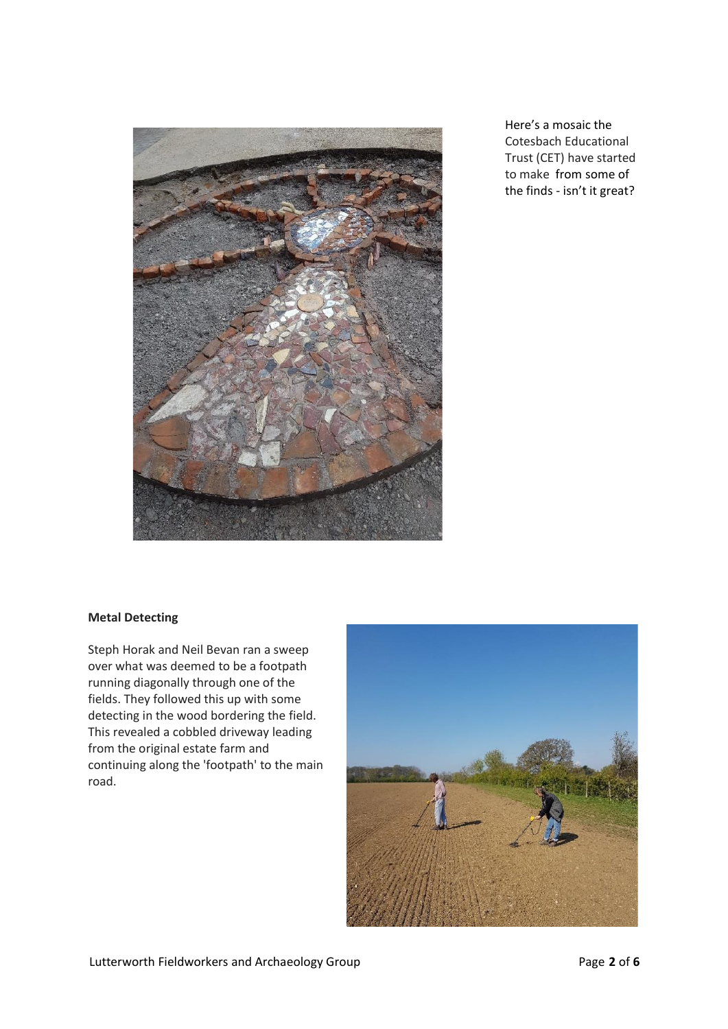Here's a mosaic the Cotesbach Educational Trust (CET) have started to make from some of the finds - isn't it great?

**Metal Detecting**

Steph Horak and Neil Bevan ran a sweep over what was deemed to be a footpath running diagonally through one of the fields. They followed this up with some detecting in the wood bordering the field. This revealed a cobbled driveway leading from the original estate farm and continuing along the 'footpath' to the main road.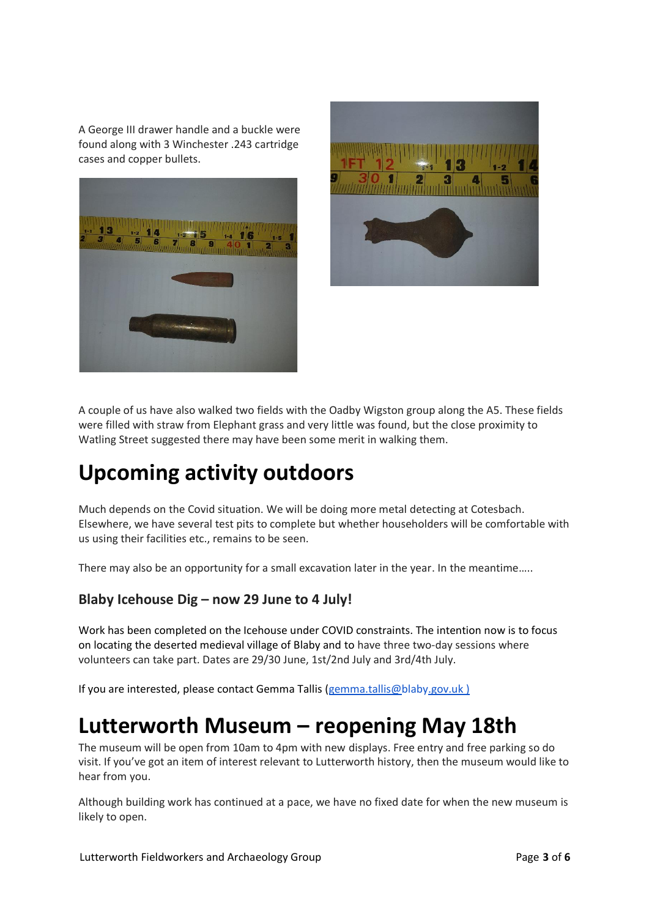A George III drawer handle and a buckle were found along with 3 Winchester .243 cartridge cases and copper bullets.

A couple of us have also walked two fields with the Oadby Wigston group along the A5. These fields were filled with straw from Elephant grass and very little was found, but the close proximity to Watling Street suggested there may have been some merit in walking them.

# Upcoming activity outdoors

Much depends on the Covid situation. We will be doing more metal detecting at Cotesbach. Elsewhere, we have several test pits to complete but whether householders will be comfortable with us using their facilities etc., remains to be seen.

There may also be an opportunity for a small excavation later in the year. In the meantime…..

### Blaby Icehouse Dig – now 29 June to 4 July!

Work has been completed on the Icehouse under COVID constraints. The intention now is to focus on locating the deserted medieval village of Blaby and to have three two-day sessions where volunteers can take part. Dates are 29/30 June, 1st/2nd July and 3rd/4th July.

If you are interested, please contact Gemma Tallis (gemma.tallis@blaby.gov.uk )

# Lutterworth Museum – reopening May 18th

The museum will be open from 10am to 4pm with new displays. Free entry and free parking so do visit. If you've got an item of interest relevant to Lutterworth history, then the museum would like to hear from you.

Although building work has continued at a pace, we have no fixed date for when the new museum is likely to open.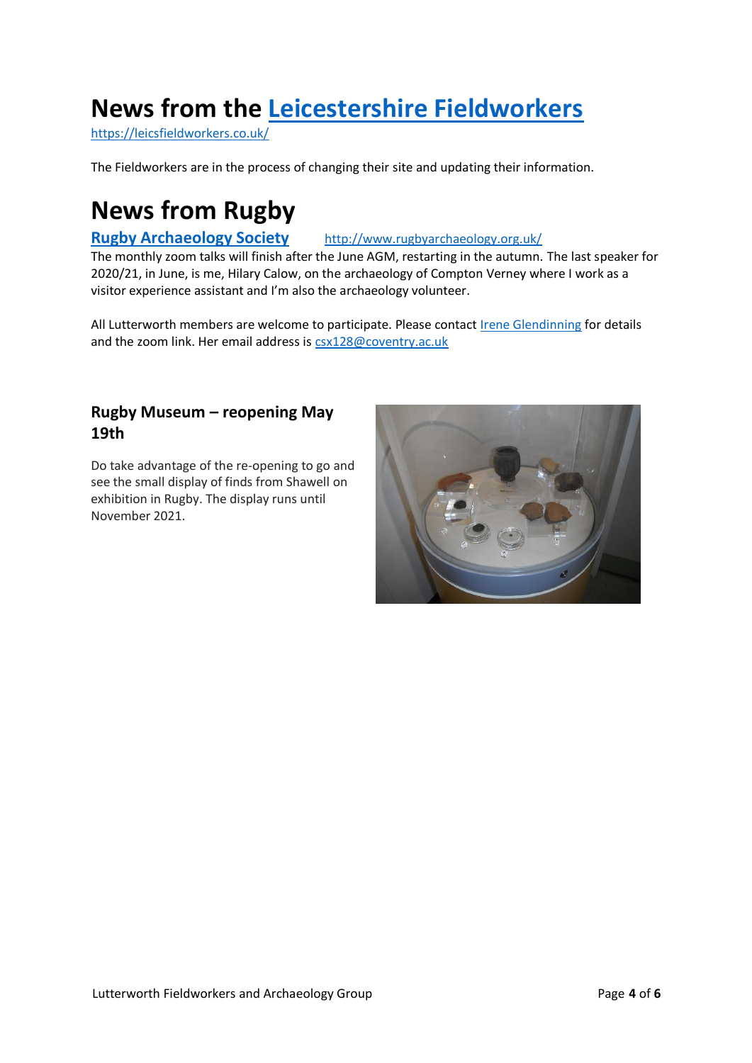# News from the [Leicestershire Fieldworkers](https://leicsfieldworkers.co.uk/)

https://leicsfieldworkers.co.uk/

The Fieldworkers are in the process of changing their site and updating their information.

# News from Rugby

## [Rugby Archaeology Society](http://www.rugbyarchaeology.org.uk/) http://www.rugbyarchaeology.org.uk/

The monthly zoom talks will finish after the June AGM, restarting in the autumn. The last speaker for 2020/21, in June, is me, Hilary Calow, on the archaeology of Compton Verney where I work as a visitor experience assistant and I'm also the archaeology volunteer.

All Lutterworth members are welcome to participate. Please contact Irene Glendinning for details and the zoom link. Her email address is csx128@coventry.ac.uk

### Rugby Museum – reopening May 19th

Do take advantage of the re-opening to go and see the small display of finds from Shawell on exhibition in Rugby. The display runs until November 2021.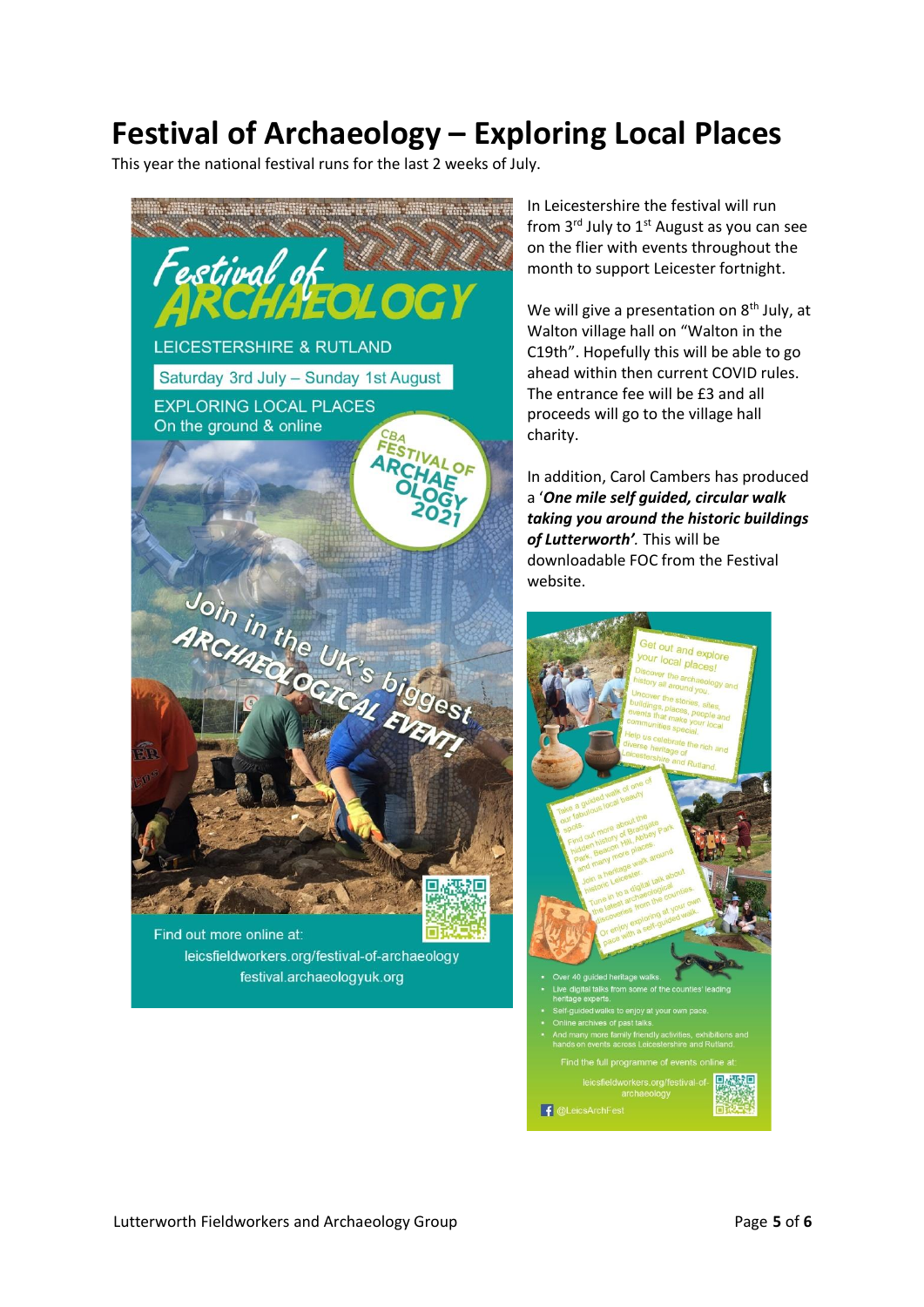# Festival of Archaeology – Exploring Local Places

This year the national festival runs for the last 2 weeks of July.

Festival of ARCHAEOLOGY

LEICESTERSHIRE & RUTLAND

Saturday 3rd July – Sunday 1st August

EXPLORING LOCAL PLACES
On the ground & online

CBA FESTIVAL OF ARCHAEOLOGY 2021

Join in the UK's biggest ARCHAEOLOGICAL EVENT!

Find out more online at:
leicsfieldworkers.org/festival-of-archaeology
festival.archaeologyuk.org

In Leicestershire the festival will run from 3rd July to 1st August as you can see on the flier with events throughout the month to support Leicester fortnight.

We will give a presentation on 8th July, at Walton village hall on "Walton in the C19th". Hopefully this will be able to go ahead within then current COVID rules. The entrance fee will be £3 and all proceeds will go to the village hall charity.

In addition, Carol Cambers has produced a '***One mile self guided, circular walk taking you around the historic buildings of Lutterworth'.*** This will be downloadable FOC from the Festival website.

Get out and explore your local places!
Discover the archaeology and history all around you.
Uncover the stories, sites, buildings, places, people and events that make your local communities special.
Help us celebrate the rich and diverse heritage of Leicestershire and Rutland.

Take a guided walk of one of our fabulous local beauty spots.
Find out more about the hidden history of Bradgate Park, Beacon Hill, Abbey Park and many more places.
Join a heritage walk around historic Leicester.
Tune in to a digital talk about the latest archaeological discoveries from the counties.
Or enjoy exploring at your own pace with a self-guided walk.

- Over 40 guided heritage walks.
- Live digital talks from some of the counties' leading heritage experts.
- Self-guided walks to enjoy at your own pace.
- Online archives of past talks.
- And many more family friendly activities, exhibitions and hands on events across Leicestershire and Rutland.

Find the full programme of events online at:
leicsfieldworkers.org/festival-of-archaeology

@LeicsArchFest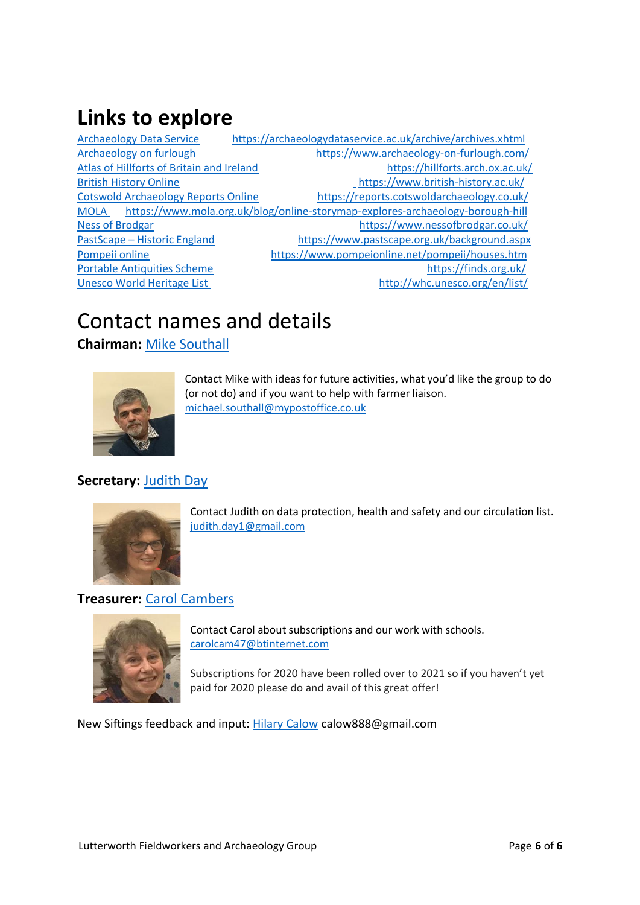# Links to explore

| | |
|---|---|
| Archaeology Data Service | https://archaeologydataservice.ac.uk/archive/archives.xhtml |
| Archaeology on furlough | https://www.archaeology-on-furlough.com/ |
| Atlas of Hillforts of Britain and Ireland | https://hillforts.arch.ox.ac.uk/ |
| British History Online | https://www.british-history.ac.uk/ |
| Cotswold Archaeology Reports Online | https://reports.cotswoldarchaeology.co.uk/ |
| MOLA | https://www.mola.org.uk/blog/online-storymap-explores-archaeology-borough-hill |
| Ness of Brodgar | https://www.nessofbrodgar.co.uk/ |
| PastScape – Historic England | https://www.pastscape.org.uk/background.aspx |
| Pompeii online | https://www.pompeionline.net/pompeii/houses.htm |
| Portable Antiquities Scheme | https://finds.org.uk/ |
| Unesco World Heritage List | http://whc.unesco.org/en/list/ |

# Contact names and details

**Chairman:** Mike Southall

Contact Mike with ideas for future activities, what you'd like the group to do (or not do) and if you want to help with farmer liaison.
michael.southall@mypostoffice.co.uk

**Secretary:** Judith Day

Contact Judith on data protection, health and safety and our circulation list.
judith.day1@gmail.com

**Treasurer:** Carol Cambers

Contact Carol about subscriptions and our work with schools.
carolcam47@btinternet.com

Subscriptions for 2020 have been rolled over to 2021 so if you haven't yet paid for 2020 please do and avail of this great offer!

New Siftings feedback and input: Hilary Calow calow888@gmail.com